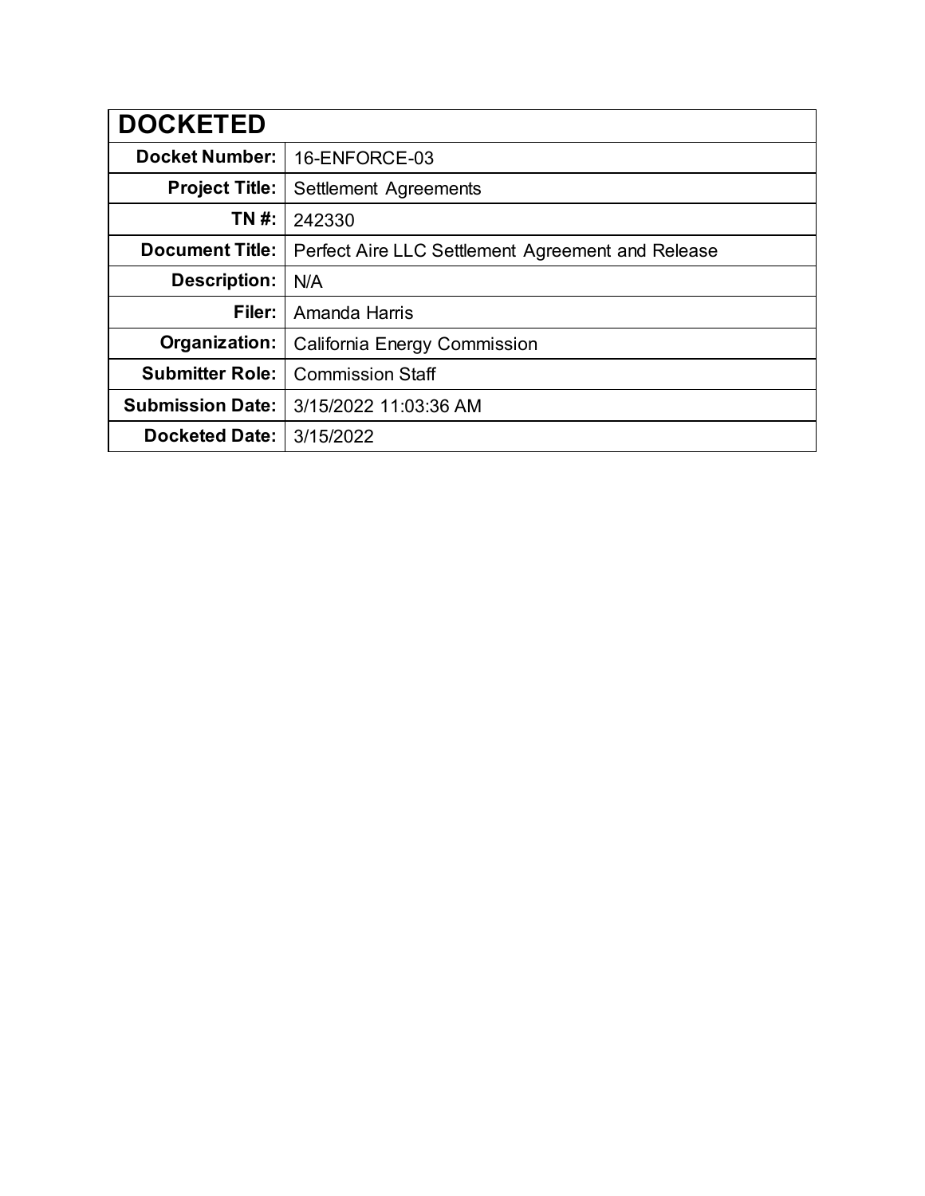| DOCKETED | |
|---|---|
| **Docket Number:** | 16-ENFORCE-03 |
| **Project Title:** | Settlement Agreements |
| **TN #:** | 242330 |
| **Document Title:** | Perfect Aire LLC Settlement Agreement and Release |
| **Description:** | N/A |
| **Filer:** | Amanda Harris |
| **Organization:** | California Energy Commission |
| **Submitter Role:** | Commission Staff |
| **Submission Date:** | 3/15/2022 11:03:36 AM |
| **Docketed Date:** | 3/15/2022 |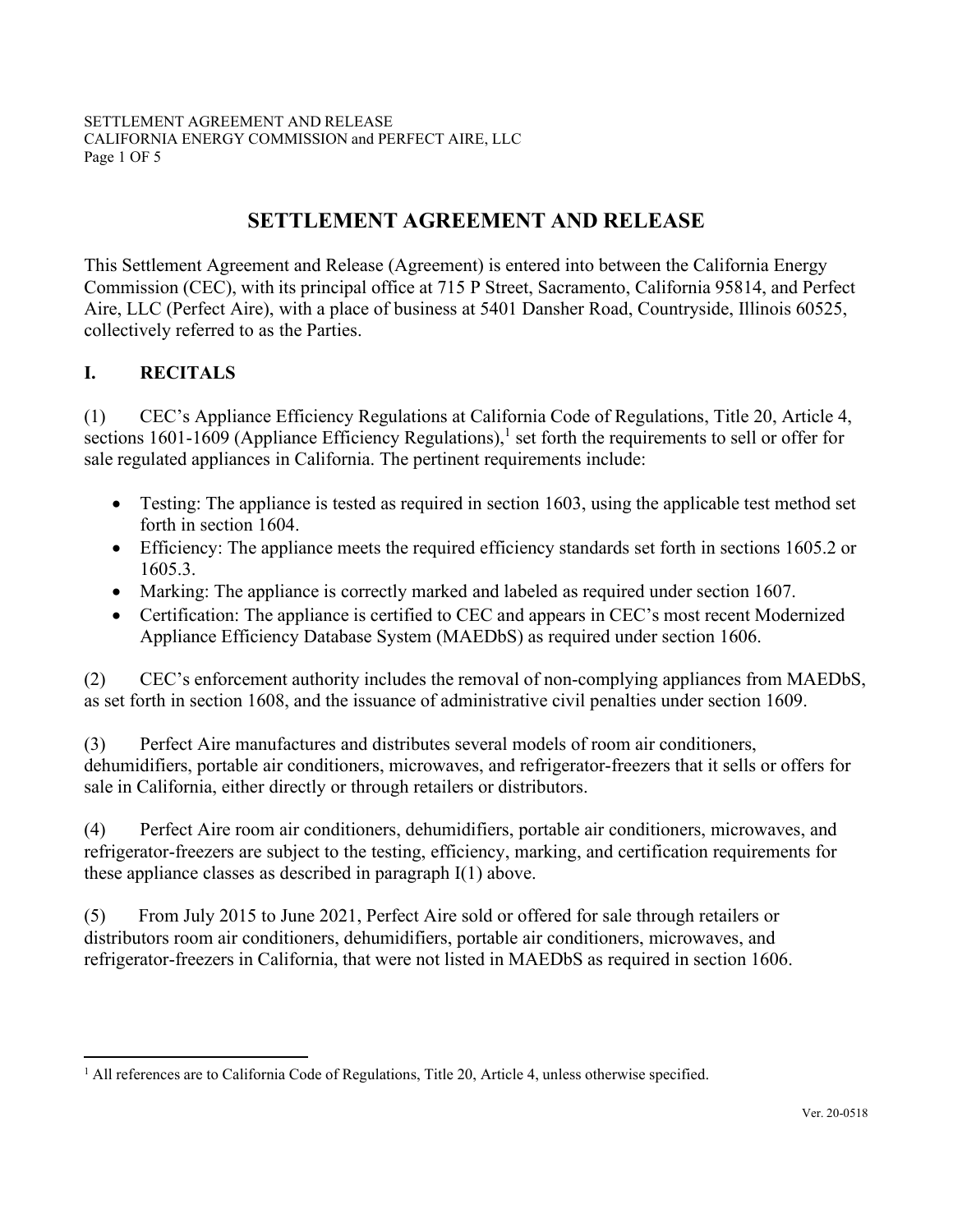# SETTLEMENT AGREEMENT AND RELEASE

This Settlement Agreement and Release (Agreement) is entered into between the California Energy Commission (CEC), with its principal office at 715 P Street, Sacramento, California 95814, and Perfect Aire, LLC (Perfect Aire), with a place of business at 5401 Dansher Road, Countryside, Illinois 60525, collectively referred to as the Parties.

## I. RECITALS

(1) CEC's Appliance Efficiency Regulations at California Code of Regulations, Title 20, Article 4, sections 1601-1609 (Appliance Efficiency Regulations),[1] set forth the requirements to sell or offer for sale regulated appliances in California. The pertinent requirements include:

- Testing: The appliance is tested as required in section 1603, using the applicable test method set forth in section 1604.
- Efficiency: The appliance meets the required efficiency standards set forth in sections 1605.2 or 1605.3.
- Marking: The appliance is correctly marked and labeled as required under section 1607.
- Certification: The appliance is certified to CEC and appears in CEC's most recent Modernized Appliance Efficiency Database System (MAEDbS) as required under section 1606.

(2) CEC's enforcement authority includes the removal of non-complying appliances from MAEDbS, as set forth in section 1608, and the issuance of administrative civil penalties under section 1609.

(3) Perfect Aire manufactures and distributes several models of room air conditioners, dehumidifiers, portable air conditioners, microwaves, and refrigerator-freezers that it sells or offers for sale in California, either directly or through retailers or distributors.

(4) Perfect Aire room air conditioners, dehumidifiers, portable air conditioners, microwaves, and refrigerator-freezers are subject to the testing, efficiency, marking, and certification requirements for these appliance classes as described in paragraph I(1) above.

(5) From July 2015 to June 2021, Perfect Aire sold or offered for sale through retailers or distributors room air conditioners, dehumidifiers, portable air conditioners, microwaves, and refrigerator-freezers in California, that were not listed in MAEDbS as required in section 1606.

---

[1] All references are to California Code of Regulations, Title 20, Article 4, unless otherwise specified.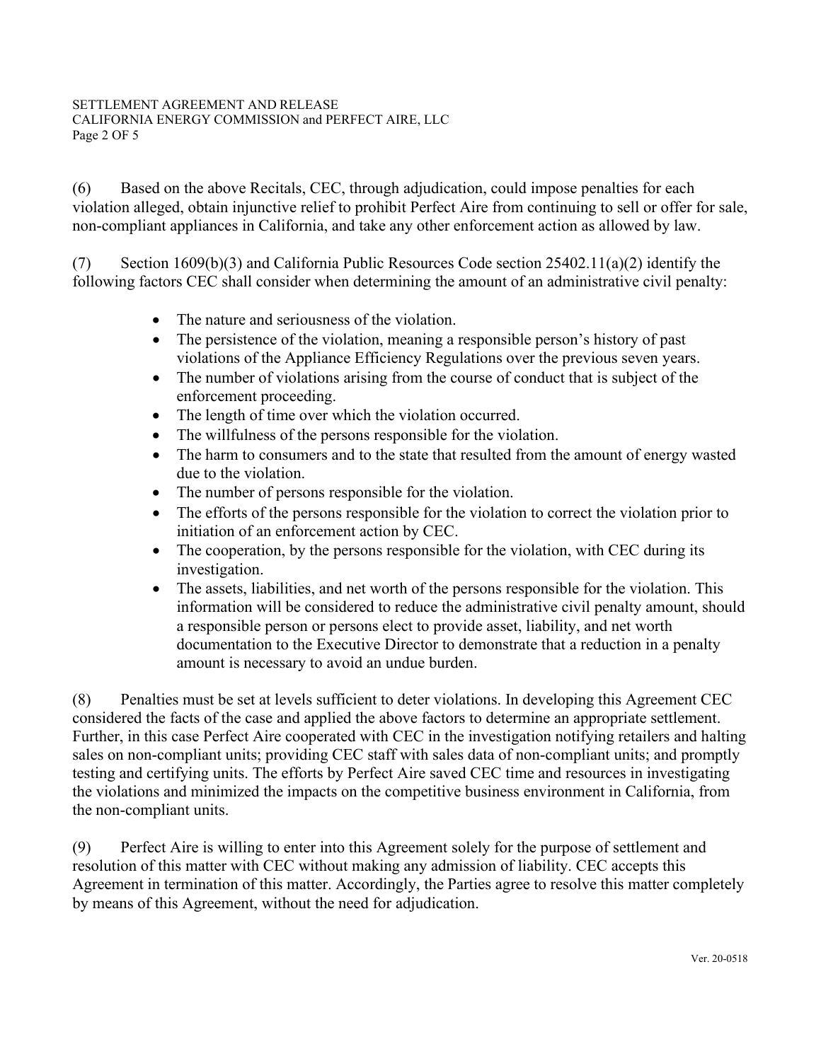(6) Based on the above Recitals, CEC, through adjudication, could impose penalties for each violation alleged, obtain injunctive relief to prohibit Perfect Aire from continuing to sell or offer for sale, non-compliant appliances in California, and take any other enforcement action as allowed by law.

(7) Section 1609(b)(3) and California Public Resources Code section 25402.11(a)(2) identify the following factors CEC shall consider when determining the amount of an administrative civil penalty:

- The nature and seriousness of the violation.
- The persistence of the violation, meaning a responsible person's history of past violations of the Appliance Efficiency Regulations over the previous seven years.
- The number of violations arising from the course of conduct that is subject of the enforcement proceeding.
- The length of time over which the violation occurred.
- The willfulness of the persons responsible for the violation.
- The harm to consumers and to the state that resulted from the amount of energy wasted due to the violation.
- The number of persons responsible for the violation.
- The efforts of the persons responsible for the violation to correct the violation prior to initiation of an enforcement action by CEC.
- The cooperation, by the persons responsible for the violation, with CEC during its investigation.
- The assets, liabilities, and net worth of the persons responsible for the violation. This information will be considered to reduce the administrative civil penalty amount, should a responsible person or persons elect to provide asset, liability, and net worth documentation to the Executive Director to demonstrate that a reduction in a penalty amount is necessary to avoid an undue burden.

(8) Penalties must be set at levels sufficient to deter violations. In developing this Agreement CEC considered the facts of the case and applied the above factors to determine an appropriate settlement. Further, in this case Perfect Aire cooperated with CEC in the investigation notifying retailers and halting sales on non-compliant units; providing CEC staff with sales data of non-compliant units; and promptly testing and certifying units. The efforts by Perfect Aire saved CEC time and resources in investigating the violations and minimized the impacts on the competitive business environment in California, from the non-compliant units.

(9) Perfect Aire is willing to enter into this Agreement solely for the purpose of settlement and resolution of this matter with CEC without making any admission of liability. CEC accepts this Agreement in termination of this matter. Accordingly, the Parties agree to resolve this matter completely by means of this Agreement, without the need for adjudication.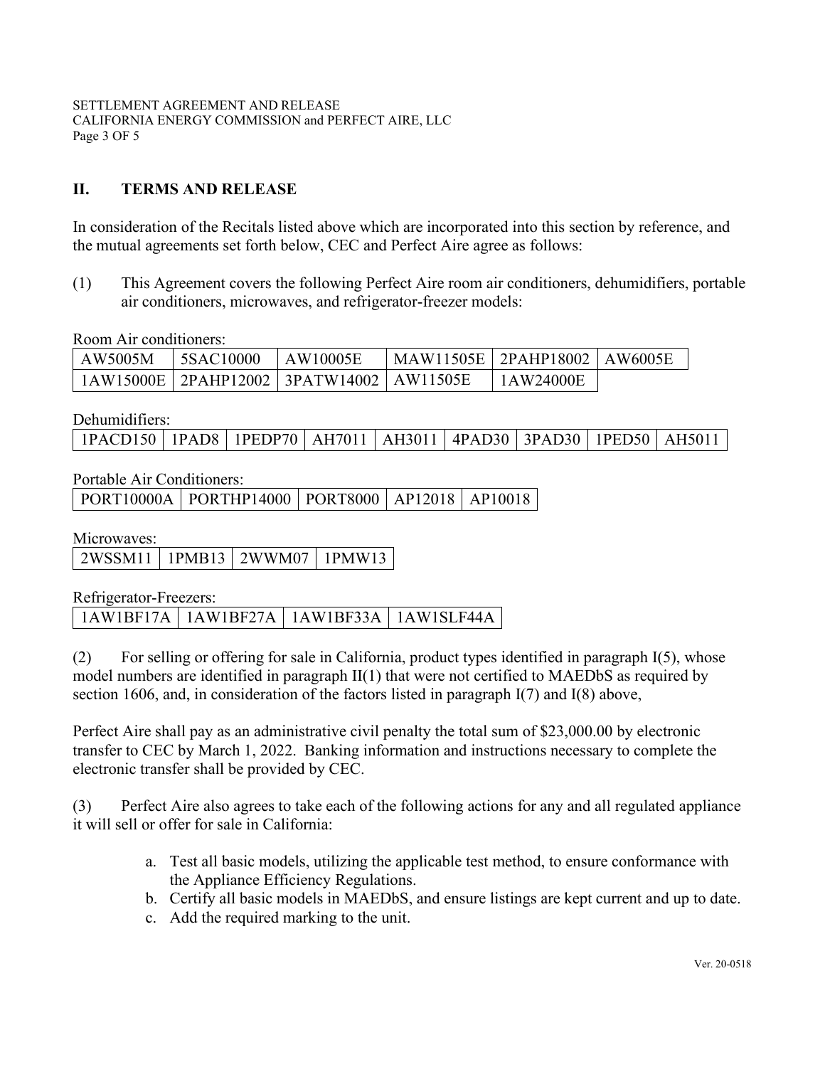## II. TERMS AND RELEASE

In consideration of the Recitals listed above which are incorporated into this section by reference, and the mutual agreements set forth below, CEC and Perfect Aire agree as follows:

(1) This Agreement covers the following Perfect Aire room air conditioners, dehumidifiers, portable air conditioners, microwaves, and refrigerator-freezer models:

Room Air conditioners:

| | | | | | |
|---|---|---|---|---|---|
| AW5005M | 5SAC10000 | AW10005E | MAW11505E | 2PAHP18002 | AW6005E |
| 1AW15000E | 2PAHP12002 | 3PATW14002 | AW11505E | 1AW24000E | |

Dehumidifiers:

| | | | | | | | | |
|---|---|---|---|---|---|---|---|---|
| 1PACD150 | 1PAD8 | 1PEDP70 | AH7011 | AH3011 | 4PAD30 | 3PAD30 | 1PED50 | AH5011 |

Portable Air Conditioners:

| | | | | |
|---|---|---|---|---|
| PORT10000A | PORTHP14000 | PORT8000 | AP12018 | AP10018 |

Microwaves:

| | | | |
|---|---|---|---|
| 2WSSM11 | 1PMB13 | 2WWM07 | 1PMW13 |

Refrigerator-Freezers:

| | | | |
|---|---|---|---|
| 1AW1BF17A | 1AW1BF27A | 1AW1BF33A | 1AW1SLF44A |

(2) For selling or offering for sale in California, product types identified in paragraph I(5), whose model numbers are identified in paragraph II(1) that were not certified to MAEDbS as required by section 1606, and, in consideration of the factors listed in paragraph I(7) and I(8) above,

Perfect Aire shall pay as an administrative civil penalty the total sum of $23,000.00 by electronic transfer to CEC by March 1, 2022. Banking information and instructions necessary to complete the electronic transfer shall be provided by CEC.

(3) Perfect Aire also agrees to take each of the following actions for any and all regulated appliance it will sell or offer for sale in California:

a. Test all basic models, utilizing the applicable test method, to ensure conformance with the Appliance Efficiency Regulations.
b. Certify all basic models in MAEDbS, and ensure listings are kept current and up to date.
c. Add the required marking to the unit.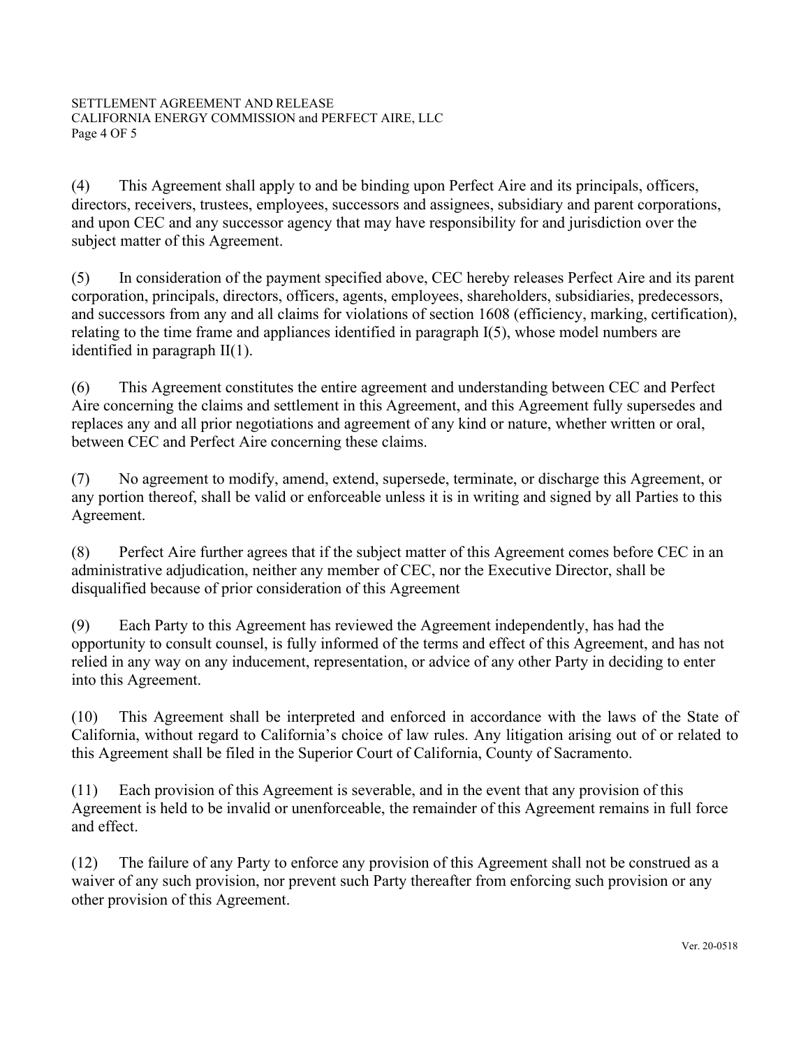(4) This Agreement shall apply to and be binding upon Perfect Aire and its principals, officers, directors, receivers, trustees, employees, successors and assignees, subsidiary and parent corporations, and upon CEC and any successor agency that may have responsibility for and jurisdiction over the subject matter of this Agreement.

(5) In consideration of the payment specified above, CEC hereby releases Perfect Aire and its parent corporation, principals, directors, officers, agents, employees, shareholders, subsidiaries, predecessors, and successors from any and all claims for violations of section 1608 (efficiency, marking, certification), relating to the time frame and appliances identified in paragraph I(5), whose model numbers are identified in paragraph II(1).

(6) This Agreement constitutes the entire agreement and understanding between CEC and Perfect Aire concerning the claims and settlement in this Agreement, and this Agreement fully supersedes and replaces any and all prior negotiations and agreement of any kind or nature, whether written or oral, between CEC and Perfect Aire concerning these claims.

(7) No agreement to modify, amend, extend, supersede, terminate, or discharge this Agreement, or any portion thereof, shall be valid or enforceable unless it is in writing and signed by all Parties to this Agreement.

(8) Perfect Aire further agrees that if the subject matter of this Agreement comes before CEC in an administrative adjudication, neither any member of CEC, nor the Executive Director, shall be disqualified because of prior consideration of this Agreement

(9) Each Party to this Agreement has reviewed the Agreement independently, has had the opportunity to consult counsel, is fully informed of the terms and effect of this Agreement, and has not relied in any way on any inducement, representation, or advice of any other Party in deciding to enter into this Agreement.

(10) This Agreement shall be interpreted and enforced in accordance with the laws of the State of California, without regard to California's choice of law rules. Any litigation arising out of or related to this Agreement shall be filed in the Superior Court of California, County of Sacramento.

(11) Each provision of this Agreement is severable, and in the event that any provision of this Agreement is held to be invalid or unenforceable, the remainder of this Agreement remains in full force and effect.

(12) The failure of any Party to enforce any provision of this Agreement shall not be construed as a waiver of any such provision, nor prevent such Party thereafter from enforcing such provision or any other provision of this Agreement.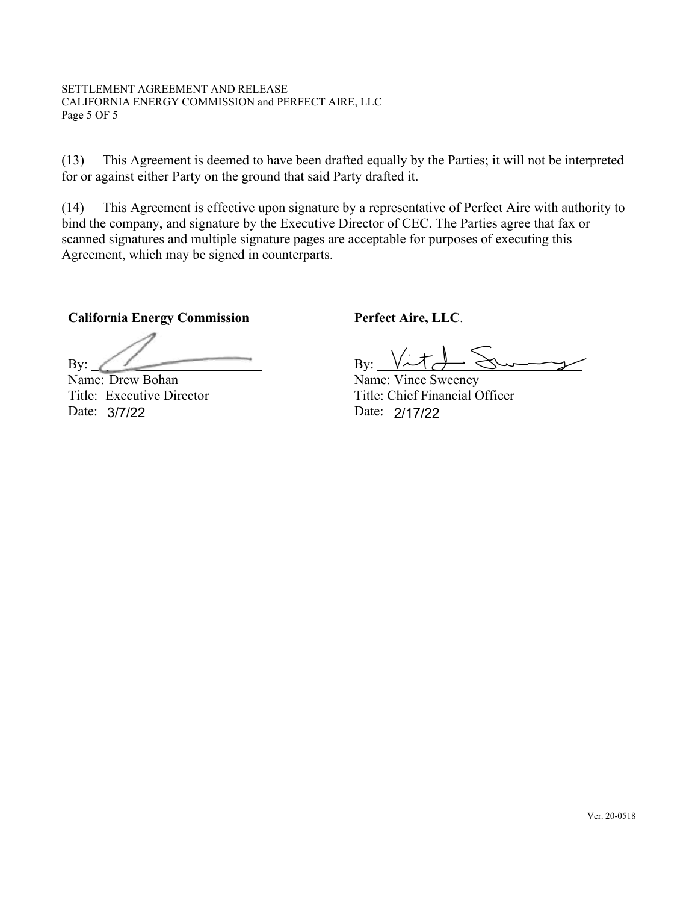(13) This Agreement is deemed to have been drafted equally by the Parties; it will not be interpreted for or against either Party on the ground that said Party drafted it.

(14) This Agreement is effective upon signature by a representative of Perfect Aire with authority to bind the company, and signature by the Executive Director of CEC. The Parties agree that fax or scanned signatures and multiple signature pages are acceptable for purposes of executing this Agreement, which may be signed in counterparts.

**California Energy Commission**

By: ______________________

Name: Drew Bohan

Title: Executive Director

Date: 3/7/22

**Perfect Aire, LLC**.

By: ______________________

Name: Vince Sweeney

Title: Chief Financial Officer

Date: 2/17/22

Ver. 20-0518